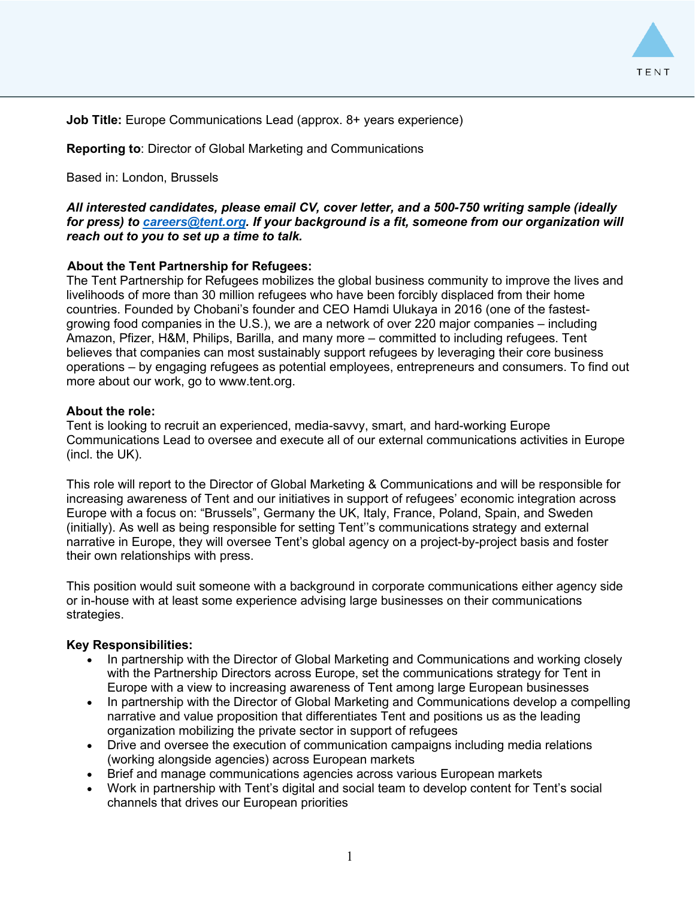TENT

**Job Title:** Europe Communications Lead (approx. 8+ years experience)

**Reporting to**: Director of Global Marketing and Communications

Based in: London, Brussels

***All interested candidates, please email CV, cover letter, and a 500-750 writing sample (ideally for press) to [careers@tent.org](mailto:careers@tent.org). If your background is a fit, someone from our organization will reach out to you to set up a time to talk.***

**About the Tent Partnership for Refugees:**

The Tent Partnership for Refugees mobilizes the global business community to improve the lives and livelihoods of more than 30 million refugees who have been forcibly displaced from their home countries. Founded by Chobani's founder and CEO Hamdi Ulukaya in 2016 (one of the fastest-growing food companies in the U.S.), we are a network of over 220 major companies – including Amazon, Pfizer, H&M, Philips, Barilla, and many more – committed to including refugees. Tent believes that companies can most sustainably support refugees by leveraging their core business operations – by engaging refugees as potential employees, entrepreneurs and consumers. To find out more about our work, go to www.tent.org.

**About the role:**

Tent is looking to recruit an experienced, media-savvy, smart, and hard-working Europe Communications Lead to oversee and execute all of our external communications activities in Europe (incl. the UK).

This role will report to the Director of Global Marketing & Communications and will be responsible for increasing awareness of Tent and our initiatives in support of refugees' economic integration across Europe with a focus on: "Brussels", Germany the UK, Italy, France, Poland, Spain, and Sweden (initially). As well as being responsible for setting Tent''s communications strategy and external narrative in Europe, they will oversee Tent's global agency on a project-by-project basis and foster their own relationships with press.

This position would suit someone with a background in corporate communications either agency side or in-house with at least some experience advising large businesses on their communications strategies.

**Key Responsibilities:**

- In partnership with the Director of Global Marketing and Communications and working closely with the Partnership Directors across Europe, set the communications strategy for Tent in Europe with a view to increasing awareness of Tent among large European businesses
- In partnership with the Director of Global Marketing and Communications develop a compelling narrative and value proposition that differentiates Tent and positions us as the leading organization mobilizing the private sector in support of refugees
- Drive and oversee the execution of communication campaigns including media relations (working alongside agencies) across European markets
- Brief and manage communications agencies across various European markets
- Work in partnership with Tent's digital and social team to develop content for Tent's social channels that drives our European priorities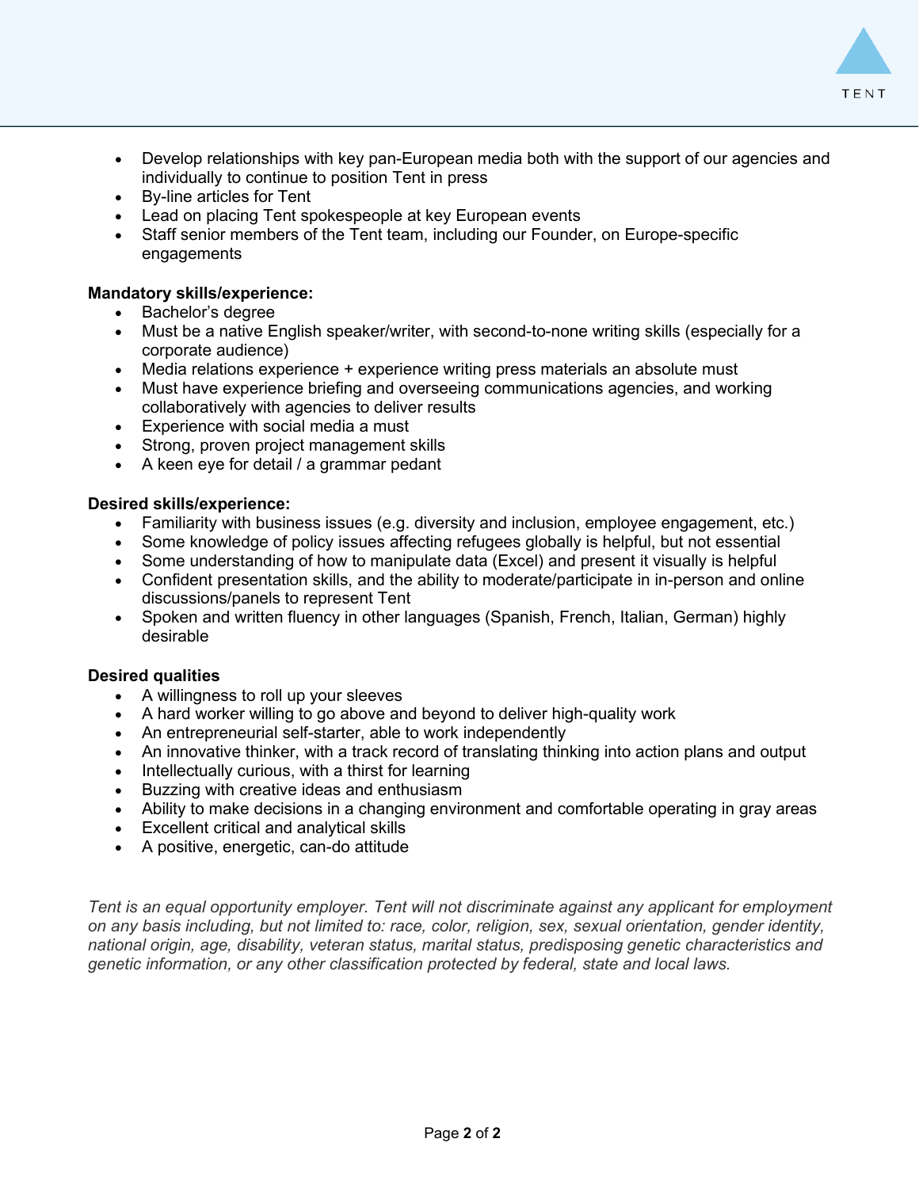- Develop relationships with key pan-European media both with the support of our agencies and individually to continue to position Tent in press
- By-line articles for Tent
- Lead on placing Tent spokespeople at key European events
- Staff senior members of the Tent team, including our Founder, on Europe-specific engagements

**Mandatory skills/experience:**

- Bachelor's degree
- Must be a native English speaker/writer, with second-to-none writing skills (especially for a corporate audience)
- Media relations experience + experience writing press materials an absolute must
- Must have experience briefing and overseeing communications agencies, and working collaboratively with agencies to deliver results
- Experience with social media a must
- Strong, proven project management skills
- A keen eye for detail / a grammar pedant

**Desired skills/experience:**

- Familiarity with business issues (e.g. diversity and inclusion, employee engagement, etc.)
- Some knowledge of policy issues affecting refugees globally is helpful, but not essential
- Some understanding of how to manipulate data (Excel) and present it visually is helpful
- Confident presentation skills, and the ability to moderate/participate in in-person and online discussions/panels to represent Tent
- Spoken and written fluency in other languages (Spanish, French, Italian, German) highly desirable

**Desired qualities**

- A willingness to roll up your sleeves
- A hard worker willing to go above and beyond to deliver high-quality work
- An entrepreneurial self-starter, able to work independently
- An innovative thinker, with a track record of translating thinking into action plans and output
- Intellectually curious, with a thirst for learning
- Buzzing with creative ideas and enthusiasm
- Ability to make decisions in a changing environment and comfortable operating in gray areas
- Excellent critical and analytical skills
- A positive, energetic, can-do attitude

*Tent is an equal opportunity employer. Tent will not discriminate against any applicant for employment on any basis including, but not limited to: race, color, religion, sex, sexual orientation, gender identity, national origin, age, disability, veteran status, marital status, predisposing genetic characteristics and genetic information, or any other classification protected by federal, state and local laws.*